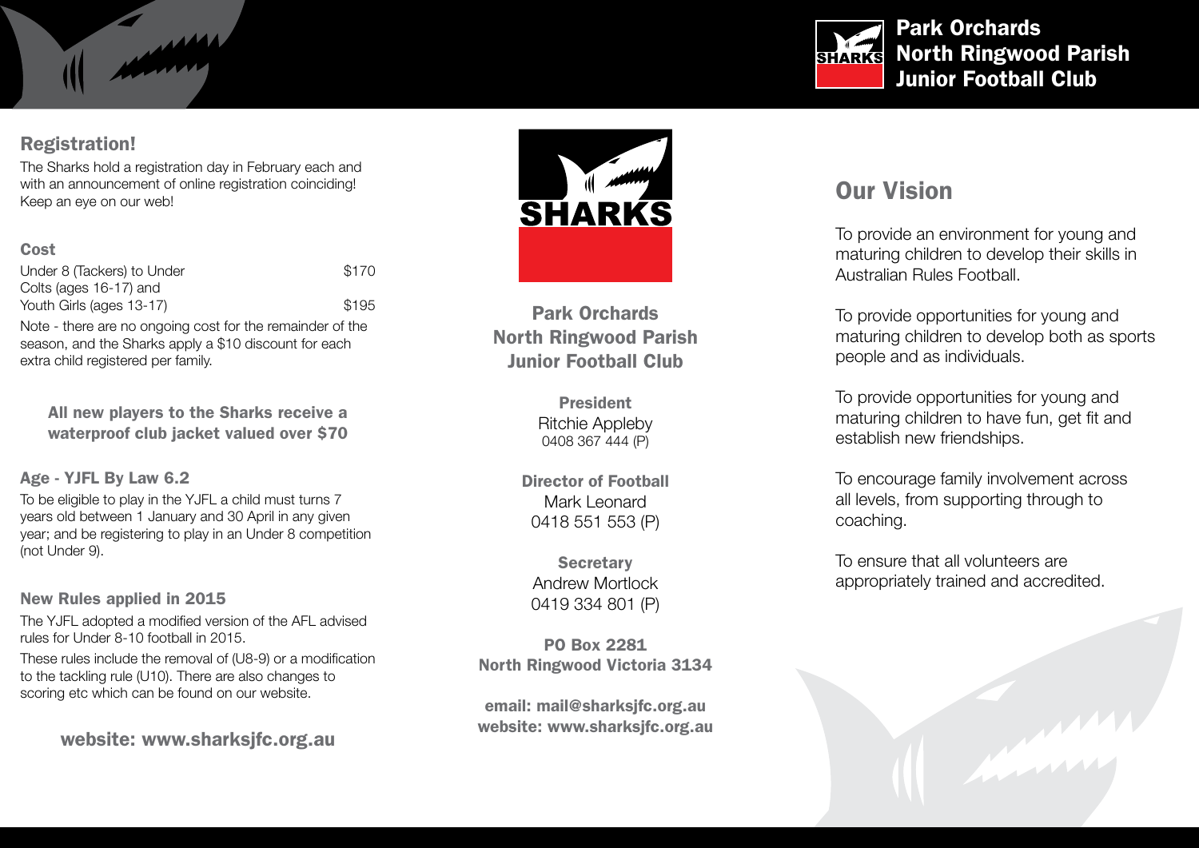# Park Orchards North Ringwood Parish Junior Football Club

## Registration!

The Sharks hold a registration day in February each and with an announcement of online registration coinciding! Keep an eye on our web!

### Cost

| | |
|---|---|
| Under 8 (Tackers) to Under | $170 |
| Colts (ages 16-17) and Youth Girls (ages 13-17) | $195 |

Note - there are no ongoing cost for the remainder of the season, and the Sharks apply a $10 discount for each extra child registered per family.

**All new players to the Sharks receive a waterproof club jacket valued over $70**

### Age - YJFL By Law 6.2

To be eligible to play in the YJFL a child must turns 7 years old between 1 January and 30 April in any given year; and be registering to play in an Under 8 competition (not Under 9).

### New Rules applied in 2015

The YJFL adopted a modified version of the AFL advised rules for Under 8-10 football in 2015.

These rules include the removal of (U8-9) or a modification to the tackling rule (U10). There are also changes to scoring etc which can be found on our website.

**website: www.sharksjfc.org.au**

SHARKS

**Park Orchards North Ringwood Parish Junior Football Club**

**President**
Ritchie Appleby
0408 367 444 (P)

**Director of Football**
Mark Leonard
0418 551 553 (P)

**Secretary**
Andrew Mortlock
0419 334 801 (P)

**PO Box 2281**
**North Ringwood Victoria 3134**

**email: mail@sharksjfc.org.au**
**website: www.sharksjfc.org.au**

## Our Vision

To provide an environment for young and maturing children to develop their skills in Australian Rules Football.

To provide opportunities for young and maturing children to develop both as sports people and as individuals.

To provide opportunities for young and maturing children to have fun, get fit and establish new friendships.

To encourage family involvement across all levels, from supporting through to coaching.

To ensure that all volunteers are appropriately trained and accredited.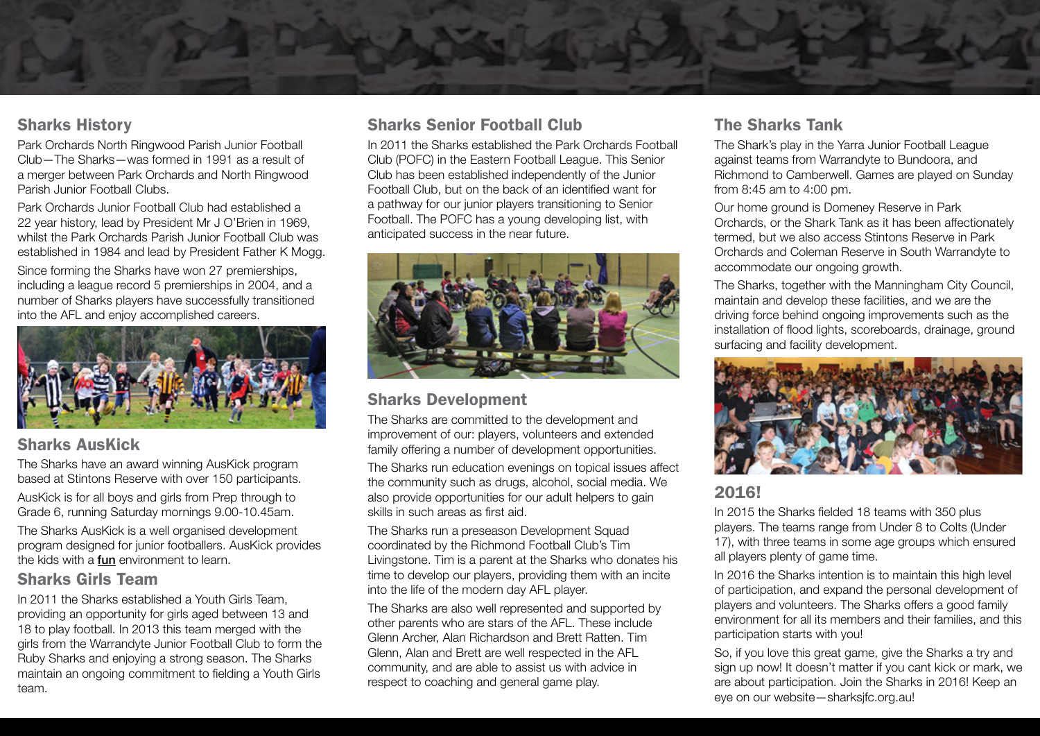## Sharks History

Park Orchards North Ringwood Parish Junior Football Club—The Sharks—was formed in 1991 as a result of a merger between Park Orchards and North Ringwood Parish Junior Football Clubs.

Park Orchards Junior Football Club had established a 22 year history, lead by President Mr J O'Brien in 1969, whilst the Park Orchards Parish Junior Football Club was established in 1984 and lead by President Father K Mogg.

Since forming the Sharks have won 27 premierships, including a league record 5 premierships in 2004, and a number of Sharks players have successfully transitioned into the AFL and enjoy accomplished careers.

## Sharks AusKick

The Sharks have an award winning AusKick program based at Stintons Reserve with over 150 participants.

AusKick is for all boys and girls from Prep through to Grade 6, running Saturday mornings 9.00-10.45am.

The Sharks AusKick is a well organised development program designed for junior footballers. AusKick provides the kids with a **fun** environment to learn.

## Sharks Girls Team

In 2011 the Sharks established a Youth Girls Team, providing an opportunity for girls aged between 13 and 18 to play football. In 2013 this team merged with the girls from the Warrandyte Junior Football Club to form the Ruby Sharks and enjoying a strong season. The Sharks maintain an ongoing commitment to fielding a Youth Girls team.

## Sharks Senior Football Club

In 2011 the Sharks established the Park Orchards Football Club (POFC) in the Eastern Football League. This Senior Club has been established independently of the Junior Football Club, but on the back of an identified want for a pathway for our junior players transitioning to Senior Football. The POFC has a young developing list, with anticipated success in the near future.

## Sharks Development

The Sharks are committed to the development and improvement of our: players, volunteers and extended family offering a number of development opportunities.

The Sharks run education evenings on topical issues affect the community such as drugs, alcohol, social media. We also provide opportunities for our adult helpers to gain skills in such areas as first aid.

The Sharks run a preseason Development Squad coordinated by the Richmond Football Club's Tim Livingstone. Tim is a parent at the Sharks who donates his time to develop our players, providing them with an incite into the life of the modern day AFL player.

The Sharks are also well represented and supported by other parents who are stars of the AFL. These include Glenn Archer, Alan Richardson and Brett Ratten. Tim Glenn, Alan and Brett are well respected in the AFL community, and are able to assist us with advice in respect to coaching and general game play.

## The Sharks Tank

The Shark's play in the Yarra Junior Football League against teams from Warrandyte to Bundoora, and Richmond to Camberwell. Games are played on Sunday from 8:45 am to 4:00 pm.

Our home ground is Domeney Reserve in Park Orchards, or the Shark Tank as it has been affectionately termed, but we also access Stintons Reserve in Park Orchards and Coleman Reserve in South Warrandyte to accommodate our ongoing growth.

The Sharks, together with the Manningham City Council, maintain and develop these facilities, and we are the driving force behind ongoing improvements such as the installation of flood lights, scoreboards, drainage, ground surfacing and facility development.

## 2016!

In 2015 the Sharks fielded 18 teams with 350 plus players. The teams range from Under 8 to Colts (Under 17), with three teams in some age groups which ensured all players plenty of game time.

In 2016 the Sharks intention is to maintain this high level of participation, and expand the personal development of players and volunteers. The Sharks offers a good family environment for all its members and their families, and this participation starts with you!

So, if you love this great game, give the Sharks a try and sign up now! It doesn't matter if you cant kick or mark, we are about participation. Join the Sharks in 2016! Keep an eye on our website—sharksjfc.org.au!